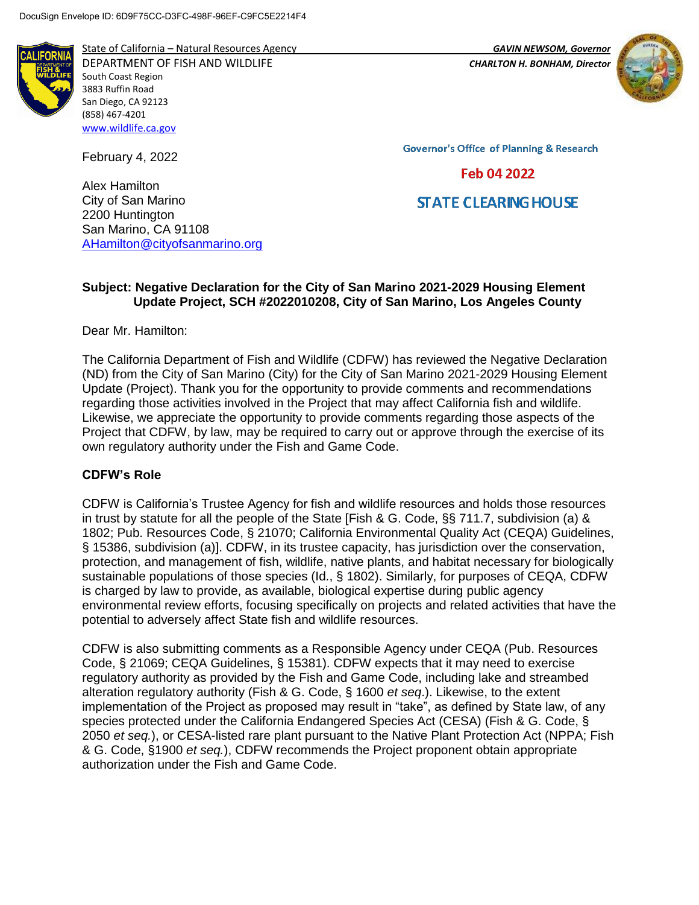DocuSign Envelope ID: 6D9F75CC-D3FC-498F-96EF-C9FC5E2214F4

State of California – Natural Resources Agency
DEPARTMENT OF FISH AND WILDLIFE
South Coast Region
3883 Ruffin Road
San Diego, CA 92123
(858) 467-4201
www.wildlife.ca.gov

*GAVIN NEWSOM, Governor*
*CHARLTON H. BONHAM, Director*

Governor's Office of Planning & Research

Feb 04 2022

STATE CLEARING HOUSE

February 4, 2022

Alex Hamilton
City of San Marino
2200 Huntington
San Marino, CA 91108
AHamilton@cityofsanmarino.org

**Subject: Negative Declaration for the City of San Marino 2021-2029 Housing Element Update Project, SCH #2022010208, City of San Marino, Los Angeles County**

Dear Mr. Hamilton:

The California Department of Fish and Wildlife (CDFW) has reviewed the Negative Declaration (ND) from the City of San Marino (City) for the City of San Marino 2021-2029 Housing Element Update (Project). Thank you for the opportunity to provide comments and recommendations regarding those activities involved in the Project that may affect California fish and wildlife. Likewise, we appreciate the opportunity to provide comments regarding those aspects of the Project that CDFW, by law, may be required to carry out or approve through the exercise of its own regulatory authority under the Fish and Game Code.

**CDFW's Role**

CDFW is California's Trustee Agency for fish and wildlife resources and holds those resources in trust by statute for all the people of the State [Fish & G. Code, §§ 711.7, subdivision (a) & 1802; Pub. Resources Code, § 21070; California Environmental Quality Act (CEQA) Guidelines, § 15386, subdivision (a)]. CDFW, in its trustee capacity, has jurisdiction over the conservation, protection, and management of fish, wildlife, native plants, and habitat necessary for biologically sustainable populations of those species (Id., § 1802). Similarly, for purposes of CEQA, CDFW is charged by law to provide, as available, biological expertise during public agency environmental review efforts, focusing specifically on projects and related activities that have the potential to adversely affect State fish and wildlife resources.

CDFW is also submitting comments as a Responsible Agency under CEQA (Pub. Resources Code, § 21069; CEQA Guidelines, § 15381). CDFW expects that it may need to exercise regulatory authority as provided by the Fish and Game Code, including lake and streambed alteration regulatory authority (Fish & G. Code, § 1600 *et seq*.). Likewise, to the extent implementation of the Project as proposed may result in "take", as defined by State law, of any species protected under the California Endangered Species Act (CESA) (Fish & G. Code, § 2050 *et seq.*), or CESA-listed rare plant pursuant to the Native Plant Protection Act (NPPA; Fish & G. Code, §1900 *et seq.*), CDFW recommends the Project proponent obtain appropriate authorization under the Fish and Game Code.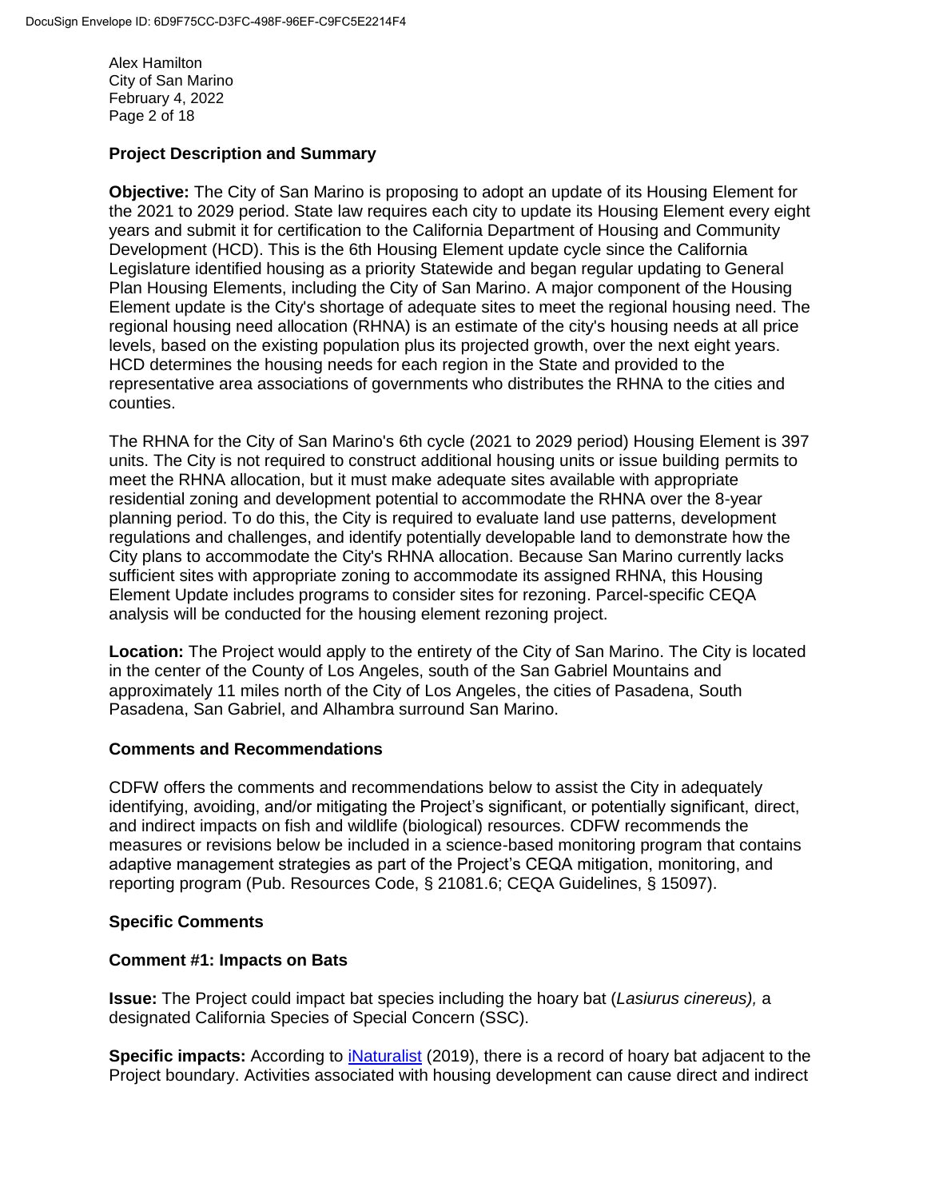## Project Description and Summary

**Objective:** The City of San Marino is proposing to adopt an update of its Housing Element for the 2021 to 2029 period. State law requires each city to update its Housing Element every eight years and submit it for certification to the California Department of Housing and Community Development (HCD). This is the 6th Housing Element update cycle since the California Legislature identified housing as a priority Statewide and began regular updating to General Plan Housing Elements, including the City of San Marino. A major component of the Housing Element update is the City's shortage of adequate sites to meet the regional housing need. The regional housing need allocation (RHNA) is an estimate of the city's housing needs at all price levels, based on the existing population plus its projected growth, over the next eight years. HCD determines the housing needs for each region in the State and provided to the representative area associations of governments who distributes the RHNA to the cities and counties.

The RHNA for the City of San Marino's 6th cycle (2021 to 2029 period) Housing Element is 397 units. The City is not required to construct additional housing units or issue building permits to meet the RHNA allocation, but it must make adequate sites available with appropriate residential zoning and development potential to accommodate the RHNA over the 8-year planning period. To do this, the City is required to evaluate land use patterns, development regulations and challenges, and identify potentially developable land to demonstrate how the City plans to accommodate the City's RHNA allocation. Because San Marino currently lacks sufficient sites with appropriate zoning to accommodate its assigned RHNA, this Housing Element Update includes programs to consider sites for rezoning. Parcel-specific CEQA analysis will be conducted for the housing element rezoning project.

**Location:** The Project would apply to the entirety of the City of San Marino. The City is located in the center of the County of Los Angeles, south of the San Gabriel Mountains and approximately 11 miles north of the City of Los Angeles, the cities of Pasadena, South Pasadena, San Gabriel, and Alhambra surround San Marino.

## Comments and Recommendations

CDFW offers the comments and recommendations below to assist the City in adequately identifying, avoiding, and/or mitigating the Project's significant, or potentially significant, direct, and indirect impacts on fish and wildlife (biological) resources. CDFW recommends the measures or revisions below be included in a science-based monitoring program that contains adaptive management strategies as part of the Project's CEQA mitigation, monitoring, and reporting program (Pub. Resources Code, § 21081.6; CEQA Guidelines, § 15097).

## Specific Comments

### Comment #1: Impacts on Bats

**Issue:** The Project could impact bat species including the hoary bat (*Lasiurus cinereus),* a designated California Species of Special Concern (SSC).

**Specific impacts:** According to iNaturalist (2019), there is a record of hoary bat adjacent to the Project boundary. Activities associated with housing development can cause direct and indirect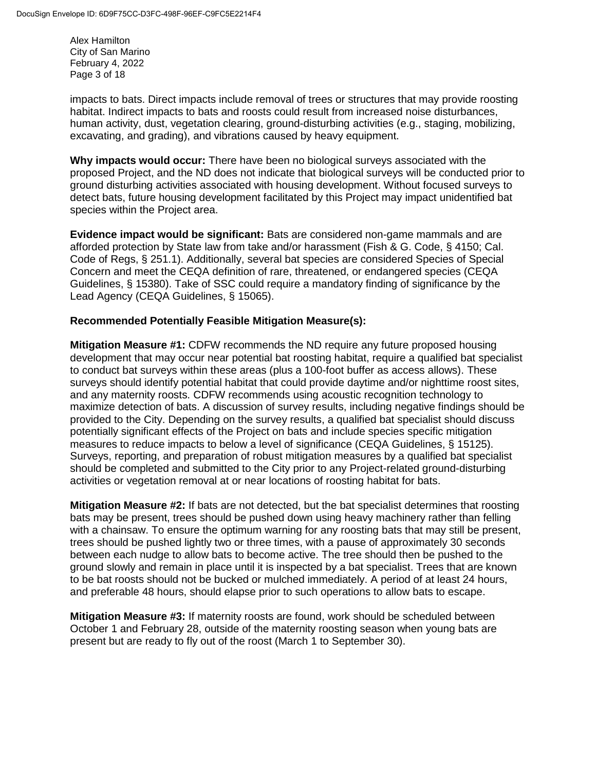impacts to bats. Direct impacts include removal of trees or structures that may provide roosting habitat. Indirect impacts to bats and roosts could result from increased noise disturbances, human activity, dust, vegetation clearing, ground-disturbing activities (e.g., staging, mobilizing, excavating, and grading), and vibrations caused by heavy equipment.

**Why impacts would occur:** There have been no biological surveys associated with the proposed Project, and the ND does not indicate that biological surveys will be conducted prior to ground disturbing activities associated with housing development. Without focused surveys to detect bats, future housing development facilitated by this Project may impact unidentified bat species within the Project area.

**Evidence impact would be significant:** Bats are considered non-game mammals and are afforded protection by State law from take and/or harassment (Fish & G. Code, § 4150; Cal. Code of Regs, § 251.1). Additionally, several bat species are considered Species of Special Concern and meet the CEQA definition of rare, threatened, or endangered species (CEQA Guidelines, § 15380). Take of SSC could require a mandatory finding of significance by the Lead Agency (CEQA Guidelines, § 15065).

**Recommended Potentially Feasible Mitigation Measure(s):**

**Mitigation Measure #1:** CDFW recommends the ND require any future proposed housing development that may occur near potential bat roosting habitat, require a qualified bat specialist to conduct bat surveys within these areas (plus a 100-foot buffer as access allows). These surveys should identify potential habitat that could provide daytime and/or nighttime roost sites, and any maternity roosts. CDFW recommends using acoustic recognition technology to maximize detection of bats. A discussion of survey results, including negative findings should be provided to the City. Depending on the survey results, a qualified bat specialist should discuss potentially significant effects of the Project on bats and include species specific mitigation measures to reduce impacts to below a level of significance (CEQA Guidelines, § 15125). Surveys, reporting, and preparation of robust mitigation measures by a qualified bat specialist should be completed and submitted to the City prior to any Project-related ground-disturbing activities or vegetation removal at or near locations of roosting habitat for bats.

**Mitigation Measure #2:** If bats are not detected, but the bat specialist determines that roosting bats may be present, trees should be pushed down using heavy machinery rather than felling with a chainsaw. To ensure the optimum warning for any roosting bats that may still be present, trees should be pushed lightly two or three times, with a pause of approximately 30 seconds between each nudge to allow bats to become active. The tree should then be pushed to the ground slowly and remain in place until it is inspected by a bat specialist. Trees that are known to be bat roosts should not be bucked or mulched immediately. A period of at least 24 hours, and preferable 48 hours, should elapse prior to such operations to allow bats to escape.

**Mitigation Measure #3:** If maternity roosts are found, work should be scheduled between October 1 and February 28, outside of the maternity roosting season when young bats are present but are ready to fly out of the roost (March 1 to September 30).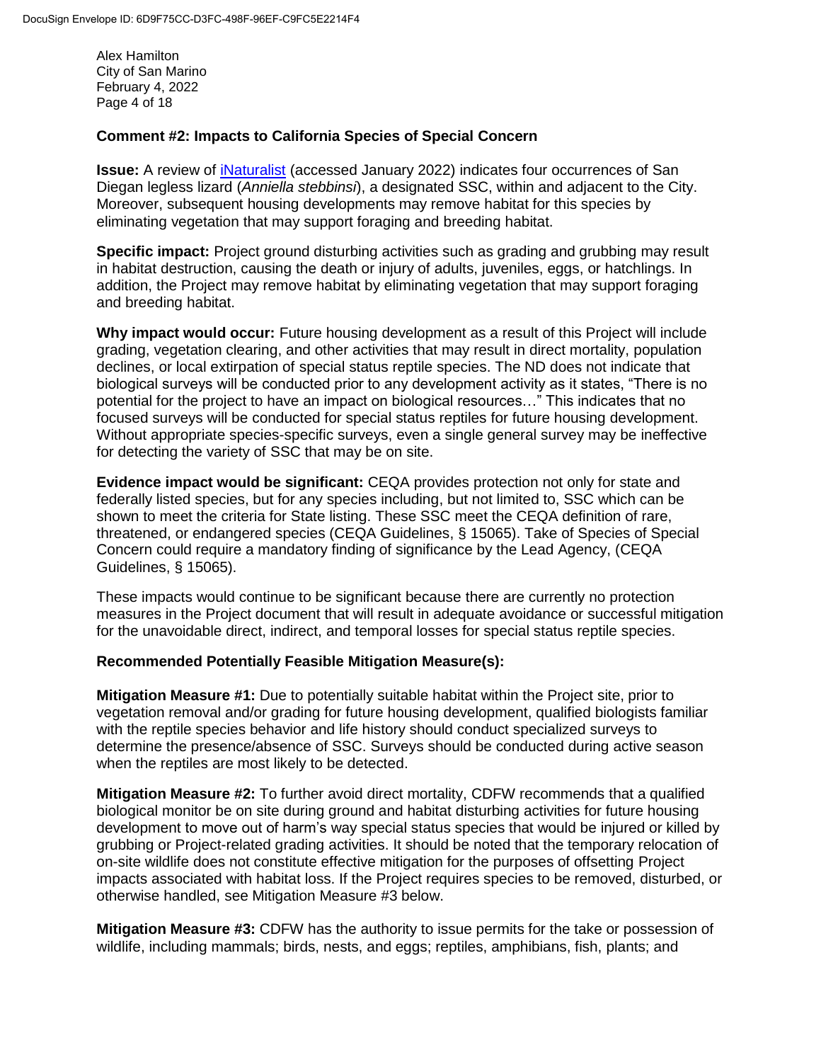**Comment #2: Impacts to California Species of Special Concern**

**Issue:** A review of iNaturalist (accessed January 2022) indicates four occurrences of San Diegan legless lizard (*Anniella stebbinsi*), a designated SSC, within and adjacent to the City. Moreover, subsequent housing developments may remove habitat for this species by eliminating vegetation that may support foraging and breeding habitat.

**Specific impact:** Project ground disturbing activities such as grading and grubbing may result in habitat destruction, causing the death or injury of adults, juveniles, eggs, or hatchlings. In addition, the Project may remove habitat by eliminating vegetation that may support foraging and breeding habitat.

**Why impact would occur:** Future housing development as a result of this Project will include grading, vegetation clearing, and other activities that may result in direct mortality, population declines, or local extirpation of special status reptile species. The ND does not indicate that biological surveys will be conducted prior to any development activity as it states, "There is no potential for the project to have an impact on biological resources…" This indicates that no focused surveys will be conducted for special status reptiles for future housing development. Without appropriate species-specific surveys, even a single general survey may be ineffective for detecting the variety of SSC that may be on site.

**Evidence impact would be significant:** CEQA provides protection not only for state and federally listed species, but for any species including, but not limited to, SSC which can be shown to meet the criteria for State listing. These SSC meet the CEQA definition of rare, threatened, or endangered species (CEQA Guidelines, § 15065). Take of Species of Special Concern could require a mandatory finding of significance by the Lead Agency, (CEQA Guidelines, § 15065).

These impacts would continue to be significant because there are currently no protection measures in the Project document that will result in adequate avoidance or successful mitigation for the unavoidable direct, indirect, and temporal losses for special status reptile species.

**Recommended Potentially Feasible Mitigation Measure(s):**

**Mitigation Measure #1:** Due to potentially suitable habitat within the Project site, prior to vegetation removal and/or grading for future housing development, qualified biologists familiar with the reptile species behavior and life history should conduct specialized surveys to determine the presence/absence of SSC. Surveys should be conducted during active season when the reptiles are most likely to be detected.

**Mitigation Measure #2:** To further avoid direct mortality, CDFW recommends that a qualified biological monitor be on site during ground and habitat disturbing activities for future housing development to move out of harm's way special status species that would be injured or killed by grubbing or Project-related grading activities. It should be noted that the temporary relocation of on-site wildlife does not constitute effective mitigation for the purposes of offsetting Project impacts associated with habitat loss. If the Project requires species to be removed, disturbed, or otherwise handled, see Mitigation Measure #3 below.

**Mitigation Measure #3:** CDFW has the authority to issue permits for the take or possession of wildlife, including mammals; birds, nests, and eggs; reptiles, amphibians, fish, plants; and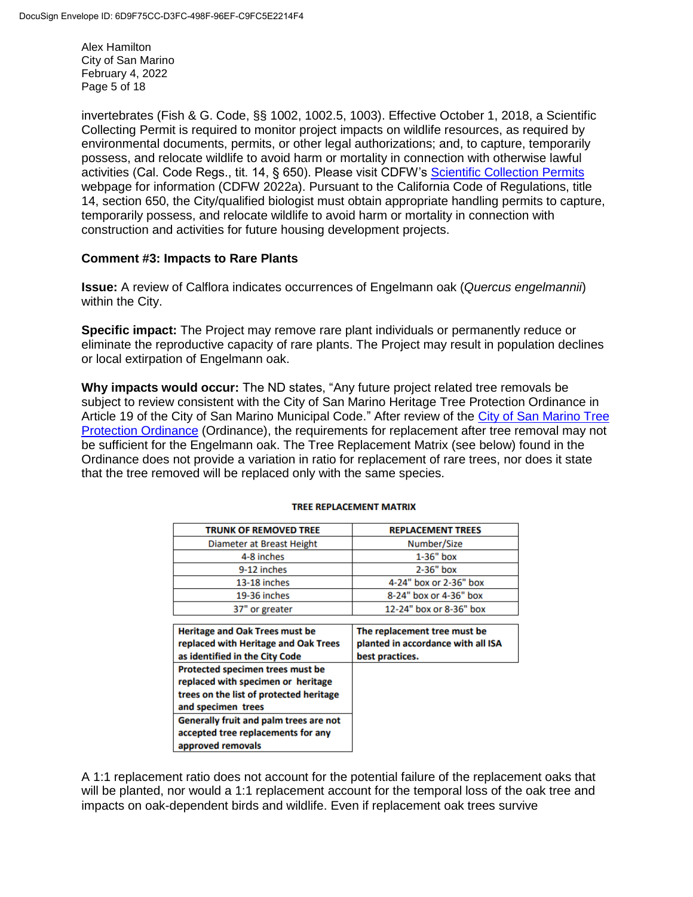invertebrates (Fish & G. Code, §§ 1002, 1002.5, 1003). Effective October 1, 2018, a Scientific Collecting Permit is required to monitor project impacts on wildlife resources, as required by environmental documents, permits, or other legal authorizations; and, to capture, temporarily possess, and relocate wildlife to avoid harm or mortality in connection with otherwise lawful activities (Cal. Code Regs., tit. 14, § 650). Please visit CDFW's Scientific Collection Permits webpage for information (CDFW 2022a). Pursuant to the California Code of Regulations, title 14, section 650, the City/qualified biologist must obtain appropriate handling permits to capture, temporarily possess, and relocate wildlife to avoid harm or mortality in connection with construction and activities for future housing development projects.

**Comment #3: Impacts to Rare Plants**

**Issue:** A review of Calflora indicates occurrences of Engelmann oak (*Quercus engelmannii*) within the City.

**Specific impact:** The Project may remove rare plant individuals or permanently reduce or eliminate the reproductive capacity of rare plants. The Project may result in population declines or local extirpation of Engelmann oak.

**Why impacts would occur:** The ND states, "Any future project related tree removals be subject to review consistent with the City of San Marino Heritage Tree Protection Ordinance in Article 19 of the City of San Marino Municipal Code." After review of the City of San Marino Tree Protection Ordinance (Ordinance), the requirements for replacement after tree removal may not be sufficient for the Engelmann oak. The Tree Replacement Matrix (see below) found in the Ordinance does not provide a variation in ratio for replacement of rare trees, nor does it state that the tree removed will be replaced only with the same species.

**TREE REPLACEMENT MATRIX**

| TRUNK OF REMOVED TREE | REPLACEMENT TREES |
| --- | --- |
| Diameter at Breast Height | Number/Size |
| 4-8 inches | 1-36" box |
| 9-12 inches | 2-36" box |
| 13-18 inches | 4-24" box or 2-36" box |
| 19-36 inches | 8-24" box or 4-36" box |
| 37" or greater | 12-24" box or 8-36" box |

| | |
| --- | --- |
| **Heritage and Oak Trees must be replaced with Heritage and Oak Trees as identified in the City Code** | **The replacement tree must be planted in accordance with all ISA best practices.** |
| **Protected specimen trees must be replaced with specimen or heritage trees on the list of protected heritage and specimen trees** | |
| **Generally fruit and palm trees are not accepted tree replacements for any approved removals** | |

A 1:1 replacement ratio does not account for the potential failure of the replacement oaks that will be planted, nor would a 1:1 replacement account for the temporal loss of the oak tree and impacts on oak-dependent birds and wildlife. Even if replacement oak trees survive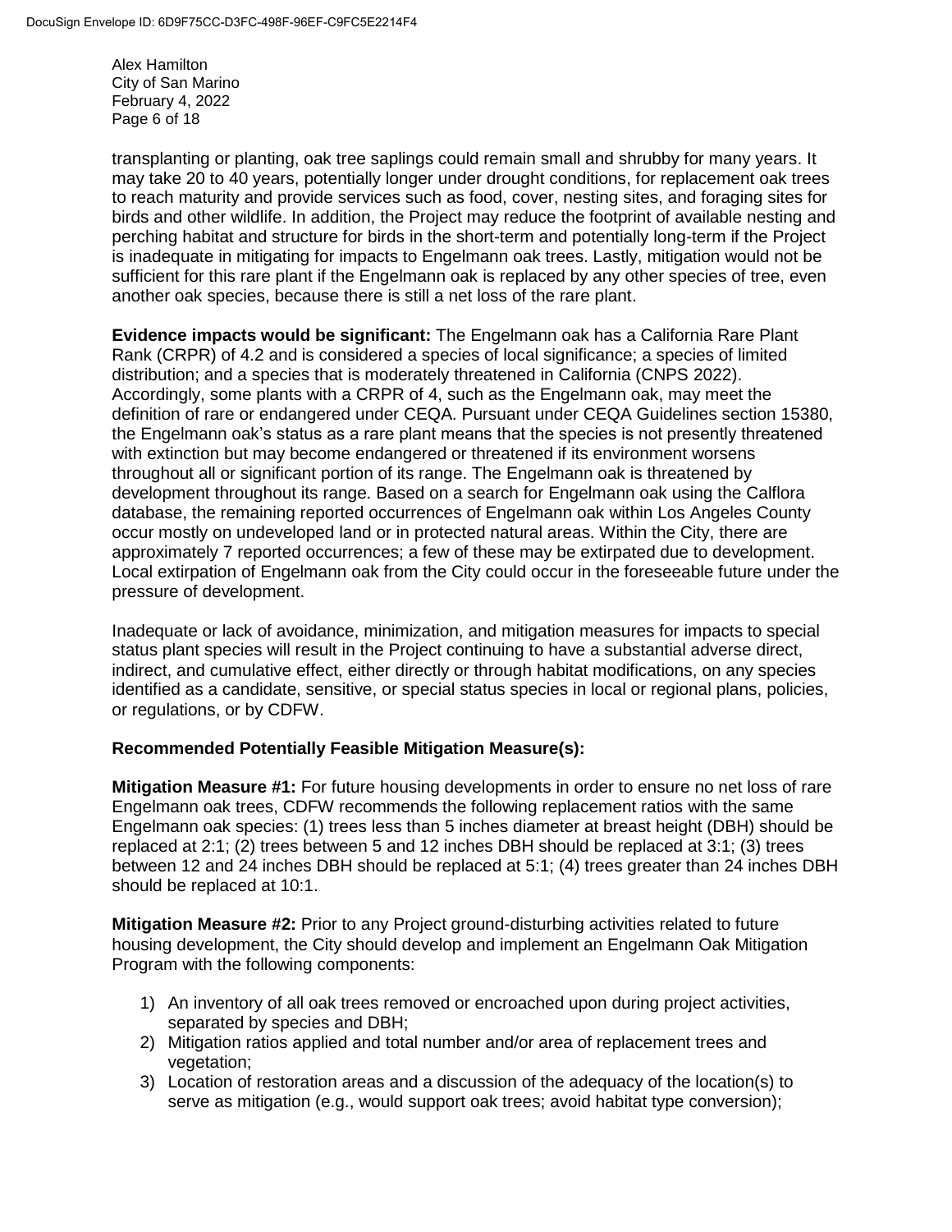transplanting or planting, oak tree saplings could remain small and shrubby for many years. It may take 20 to 40 years, potentially longer under drought conditions, for replacement oak trees to reach maturity and provide services such as food, cover, nesting sites, and foraging sites for birds and other wildlife. In addition, the Project may reduce the footprint of available nesting and perching habitat and structure for birds in the short-term and potentially long-term if the Project is inadequate in mitigating for impacts to Engelmann oak trees. Lastly, mitigation would not be sufficient for this rare plant if the Engelmann oak is replaced by any other species of tree, even another oak species, because there is still a net loss of the rare plant.

**Evidence impacts would be significant:** The Engelmann oak has a California Rare Plant Rank (CRPR) of 4.2 and is considered a species of local significance; a species of limited distribution; and a species that is moderately threatened in California (CNPS 2022). Accordingly, some plants with a CRPR of 4, such as the Engelmann oak, may meet the definition of rare or endangered under CEQA. Pursuant under CEQA Guidelines section 15380, the Engelmann oak's status as a rare plant means that the species is not presently threatened with extinction but may become endangered or threatened if its environment worsens throughout all or significant portion of its range. The Engelmann oak is threatened by development throughout its range. Based on a search for Engelmann oak using the Calflora database, the remaining reported occurrences of Engelmann oak within Los Angeles County occur mostly on undeveloped land or in protected natural areas. Within the City, there are approximately 7 reported occurrences; a few of these may be extirpated due to development. Local extirpation of Engelmann oak from the City could occur in the foreseeable future under the pressure of development.

Inadequate or lack of avoidance, minimization, and mitigation measures for impacts to special status plant species will result in the Project continuing to have a substantial adverse direct, indirect, and cumulative effect, either directly or through habitat modifications, on any species identified as a candidate, sensitive, or special status species in local or regional plans, policies, or regulations, or by CDFW.

**Recommended Potentially Feasible Mitigation Measure(s):**

**Mitigation Measure #1:** For future housing developments in order to ensure no net loss of rare Engelmann oak trees, CDFW recommends the following replacement ratios with the same Engelmann oak species: (1) trees less than 5 inches diameter at breast height (DBH) should be replaced at 2:1; (2) trees between 5 and 12 inches DBH should be replaced at 3:1; (3) trees between 12 and 24 inches DBH should be replaced at 5:1; (4) trees greater than 24 inches DBH should be replaced at 10:1.

**Mitigation Measure #2:** Prior to any Project ground-disturbing activities related to future housing development, the City should develop and implement an Engelmann Oak Mitigation Program with the following components:

1) An inventory of all oak trees removed or encroached upon during project activities, separated by species and DBH;
2) Mitigation ratios applied and total number and/or area of replacement trees and vegetation;
3) Location of restoration areas and a discussion of the adequacy of the location(s) to serve as mitigation (e.g., would support oak trees; avoid habitat type conversion);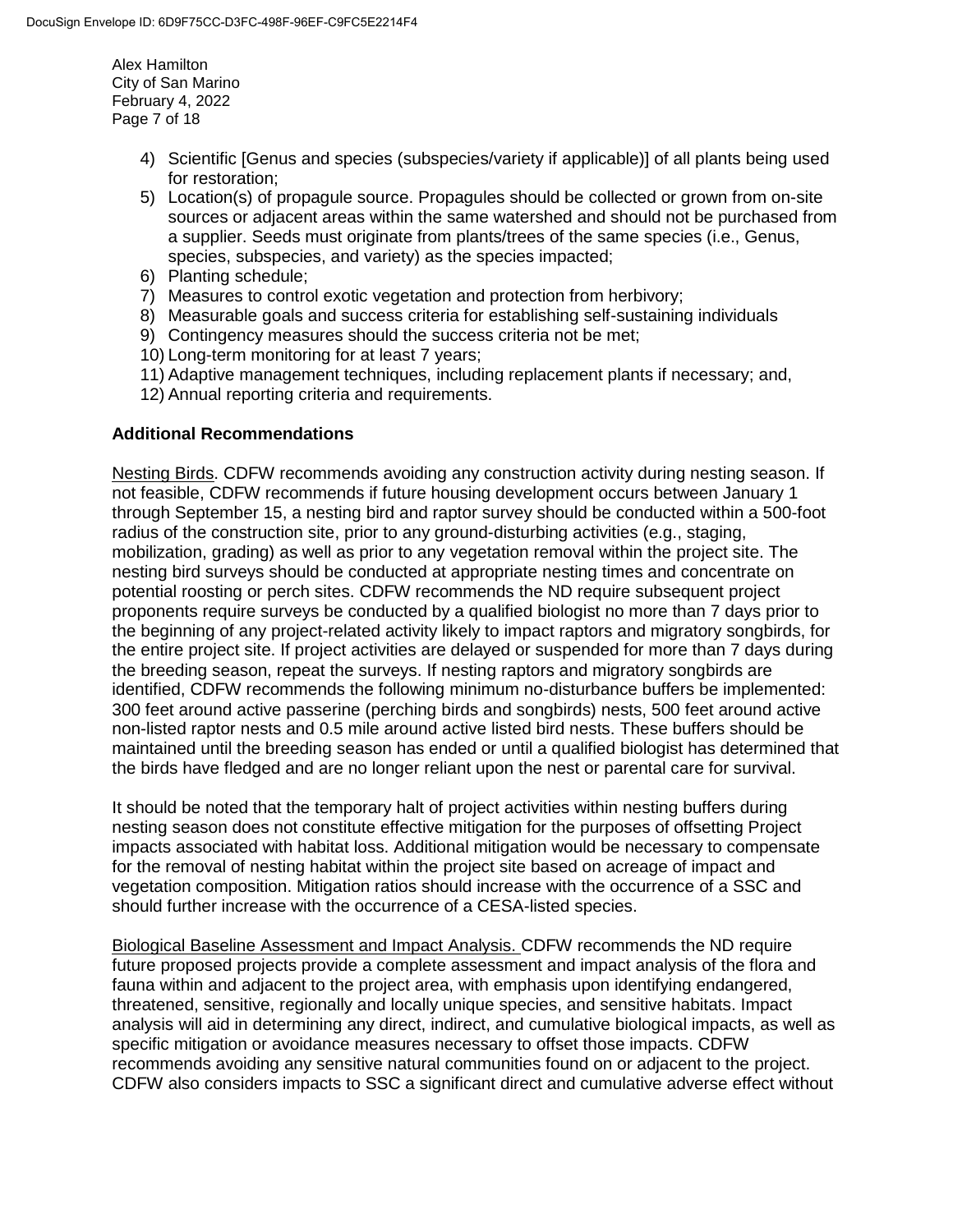4) Scientific [Genus and species (subspecies/variety if applicable)] of all plants being used for restoration;
5) Location(s) of propagule source. Propagules should be collected or grown from on-site sources or adjacent areas within the same watershed and should not be purchased from a supplier. Seeds must originate from plants/trees of the same species (i.e., Genus, species, subspecies, and variety) as the species impacted;
6) Planting schedule;
7) Measures to control exotic vegetation and protection from herbivory;
8) Measurable goals and success criteria for establishing self-sustaining individuals
9) Contingency measures should the success criteria not be met;
10) Long-term monitoring for at least 7 years;
11) Adaptive management techniques, including replacement plants if necessary; and,
12) Annual reporting criteria and requirements.

**Additional Recommendations**

Nesting Birds. CDFW recommends avoiding any construction activity during nesting season. If not feasible, CDFW recommends if future housing development occurs between January 1 through September 15, a nesting bird and raptor survey should be conducted within a 500-foot radius of the construction site, prior to any ground-disturbing activities (e.g., staging, mobilization, grading) as well as prior to any vegetation removal within the project site. The nesting bird surveys should be conducted at appropriate nesting times and concentrate on potential roosting or perch sites. CDFW recommends the ND require subsequent project proponents require surveys be conducted by a qualified biologist no more than 7 days prior to the beginning of any project-related activity likely to impact raptors and migratory songbirds, for the entire project site. If project activities are delayed or suspended for more than 7 days during the breeding season, repeat the surveys. If nesting raptors and migratory songbirds are identified, CDFW recommends the following minimum no-disturbance buffers be implemented: 300 feet around active passerine (perching birds and songbirds) nests, 500 feet around active non-listed raptor nests and 0.5 mile around active listed bird nests. These buffers should be maintained until the breeding season has ended or until a qualified biologist has determined that the birds have fledged and are no longer reliant upon the nest or parental care for survival.

It should be noted that the temporary halt of project activities within nesting buffers during nesting season does not constitute effective mitigation for the purposes of offsetting Project impacts associated with habitat loss. Additional mitigation would be necessary to compensate for the removal of nesting habitat within the project site based on acreage of impact and vegetation composition. Mitigation ratios should increase with the occurrence of a SSC and should further increase with the occurrence of a CESA-listed species.

Biological Baseline Assessment and Impact Analysis. CDFW recommends the ND require future proposed projects provide a complete assessment and impact analysis of the flora and fauna within and adjacent to the project area, with emphasis upon identifying endangered, threatened, sensitive, regionally and locally unique species, and sensitive habitats. Impact analysis will aid in determining any direct, indirect, and cumulative biological impacts, as well as specific mitigation or avoidance measures necessary to offset those impacts. CDFW recommends avoiding any sensitive natural communities found on or adjacent to the project. CDFW also considers impacts to SSC a significant direct and cumulative adverse effect without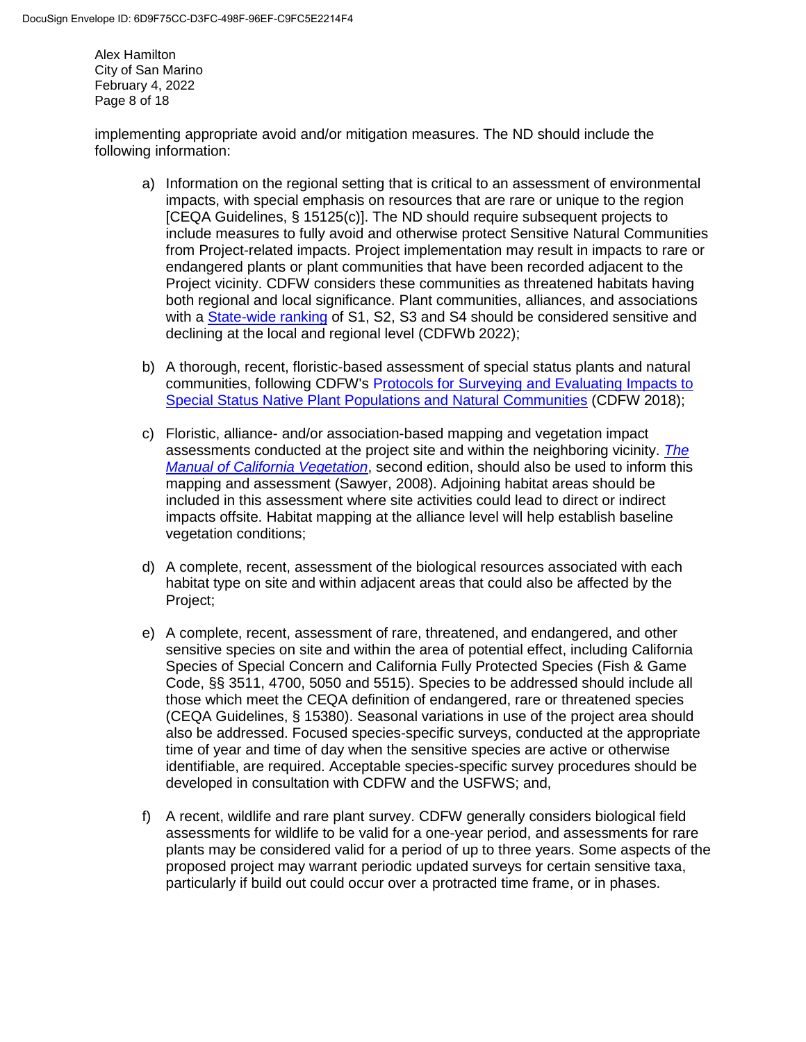implementing appropriate avoid and/or mitigation measures. The ND should include the following information:

a) Information on the regional setting that is critical to an assessment of environmental impacts, with special emphasis on resources that are rare or unique to the region [CEQA Guidelines, § 15125(c)]. The ND should require subsequent projects to include measures to fully avoid and otherwise protect Sensitive Natural Communities from Project-related impacts. Project implementation may result in impacts to rare or endangered plants or plant communities that have been recorded adjacent to the Project vicinity. CDFW considers these communities as threatened habitats having both regional and local significance. Plant communities, alliances, and associations with a State-wide ranking of S1, S2, S3 and S4 should be considered sensitive and declining at the local and regional level (CDFWb 2022);

b) A thorough, recent, floristic-based assessment of special status plants and natural communities, following CDFW's Protocols for Surveying and Evaluating Impacts to Special Status Native Plant Populations and Natural Communities (CDFW 2018);

c) Floristic, alliance- and/or association-based mapping and vegetation impact assessments conducted at the project site and within the neighboring vicinity. *The Manual of California Vegetation*, second edition, should also be used to inform this mapping and assessment (Sawyer, 2008). Adjoining habitat areas should be included in this assessment where site activities could lead to direct or indirect impacts offsite. Habitat mapping at the alliance level will help establish baseline vegetation conditions;

d) A complete, recent, assessment of the biological resources associated with each habitat type on site and within adjacent areas that could also be affected by the Project;

e) A complete, recent, assessment of rare, threatened, and endangered, and other sensitive species on site and within the area of potential effect, including California Species of Special Concern and California Fully Protected Species (Fish & Game Code, §§ 3511, 4700, 5050 and 5515). Species to be addressed should include all those which meet the CEQA definition of endangered, rare or threatened species (CEQA Guidelines, § 15380). Seasonal variations in use of the project area should also be addressed. Focused species-specific surveys, conducted at the appropriate time of year and time of day when the sensitive species are active or otherwise identifiable, are required. Acceptable species-specific survey procedures should be developed in consultation with CDFW and the USFWS; and,

f) A recent, wildlife and rare plant survey. CDFW generally considers biological field assessments for wildlife to be valid for a one-year period, and assessments for rare plants may be considered valid for a period of up to three years. Some aspects of the proposed project may warrant periodic updated surveys for certain sensitive taxa, particularly if build out could occur over a protracted time frame, or in phases.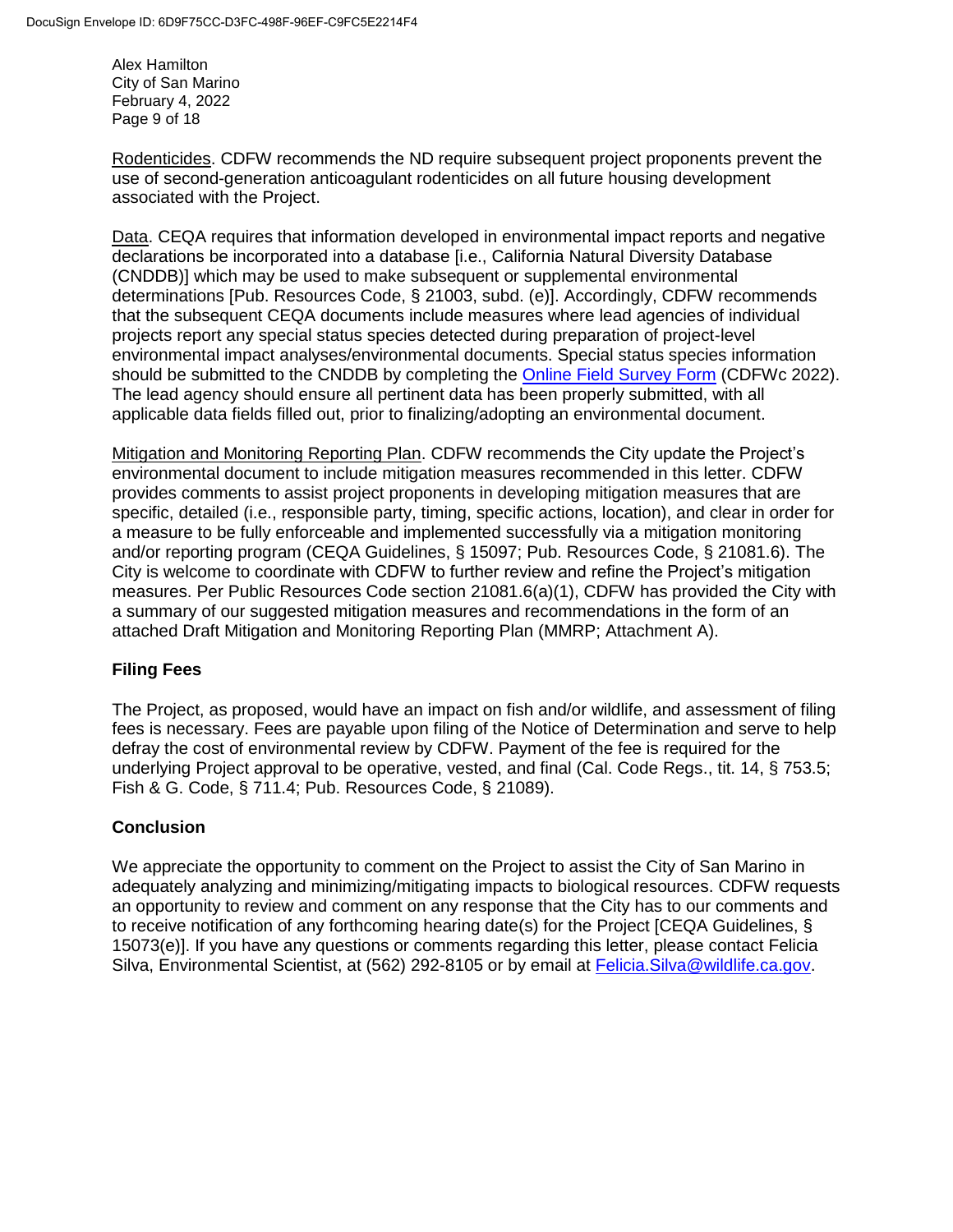Rodenticides. CDFW recommends the ND require subsequent project proponents prevent the use of second-generation anticoagulant rodenticides on all future housing development associated with the Project.

Data. CEQA requires that information developed in environmental impact reports and negative declarations be incorporated into a database [i.e., California Natural Diversity Database (CNDDB)] which may be used to make subsequent or supplemental environmental determinations [Pub. Resources Code, § 21003, subd. (e)]. Accordingly, CDFW recommends that the subsequent CEQA documents include measures where lead agencies of individual projects report any special status species detected during preparation of project-level environmental impact analyses/environmental documents. Special status species information should be submitted to the CNDDB by completing the Online Field Survey Form (CDFWc 2022). The lead agency should ensure all pertinent data has been properly submitted, with all applicable data fields filled out, prior to finalizing/adopting an environmental document.

Mitigation and Monitoring Reporting Plan. CDFW recommends the City update the Project's environmental document to include mitigation measures recommended in this letter. CDFW provides comments to assist project proponents in developing mitigation measures that are specific, detailed (i.e., responsible party, timing, specific actions, location), and clear in order for a measure to be fully enforceable and implemented successfully via a mitigation monitoring and/or reporting program (CEQA Guidelines, § 15097; Pub. Resources Code, § 21081.6). The City is welcome to coordinate with CDFW to further review and refine the Project's mitigation measures. Per Public Resources Code section 21081.6(a)(1), CDFW has provided the City with a summary of our suggested mitigation measures and recommendations in the form of an attached Draft Mitigation and Monitoring Reporting Plan (MMRP; Attachment A).

## Filing Fees

The Project, as proposed, would have an impact on fish and/or wildlife, and assessment of filing fees is necessary. Fees are payable upon filing of the Notice of Determination and serve to help defray the cost of environmental review by CDFW. Payment of the fee is required for the underlying Project approval to be operative, vested, and final (Cal. Code Regs., tit. 14, § 753.5; Fish & G. Code, § 711.4; Pub. Resources Code, § 21089).

## Conclusion

We appreciate the opportunity to comment on the Project to assist the City of San Marino in adequately analyzing and minimizing/mitigating impacts to biological resources. CDFW requests an opportunity to review and comment on any response that the City has to our comments and to receive notification of any forthcoming hearing date(s) for the Project [CEQA Guidelines, § 15073(e)]. If you have any questions or comments regarding this letter, please contact Felicia Silva, Environmental Scientist, at (562) 292-8105 or by email at Felicia.Silva@wildlife.ca.gov.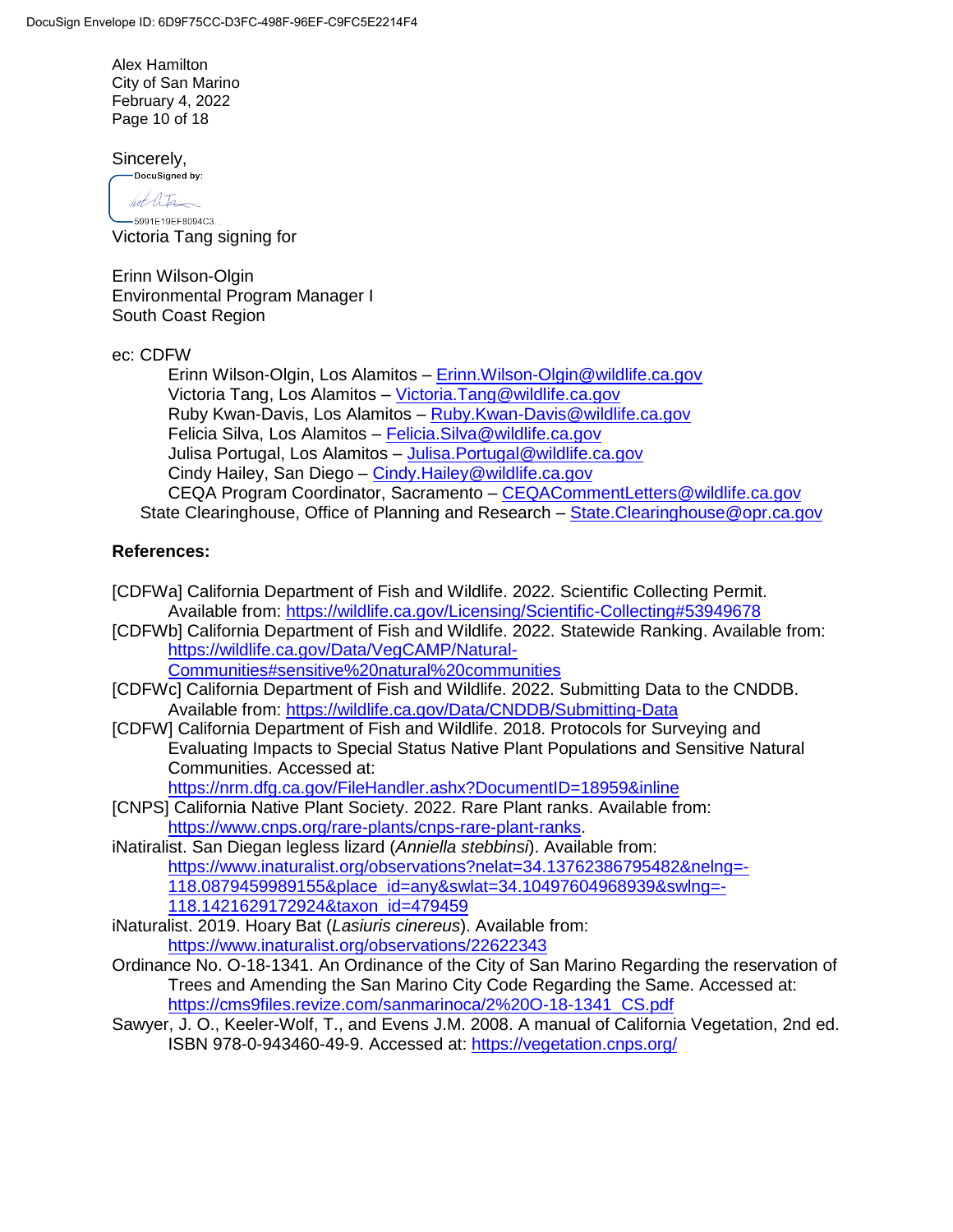Alex Hamilton
City of San Marino
February 4, 2022

Sincerely,

DocuSigned by:

5991E19EF8094C3...

Victoria Tang signing for

Erinn Wilson-Olgin
Environmental Program Manager I
South Coast Region

ec: CDFW

Erinn Wilson-Olgin, Los Alamitos – Erinn.Wilson-Olgin@wildlife.ca.gov
Victoria Tang, Los Alamitos – Victoria.Tang@wildlife.ca.gov
Ruby Kwan-Davis, Los Alamitos – Ruby.Kwan-Davis@wildlife.ca.gov
Felicia Silva, Los Alamitos – Felicia.Silva@wildlife.ca.gov
Julisa Portugal, Los Alamitos – Julisa.Portugal@wildlife.ca.gov
Cindy Hailey, San Diego – Cindy.Hailey@wildlife.ca.gov
CEQA Program Coordinator, Sacramento – CEQACommentLetters@wildlife.ca.gov

State Clearinghouse, Office of Planning and Research – State.Clearinghouse@opr.ca.gov

**References:**

[CDFWa] California Department of Fish and Wildlife. 2022. Scientific Collecting Permit. Available from: https://wildlife.ca.gov/Licensing/Scientific-Collecting#53949678

[CDFWb] California Department of Fish and Wildlife. 2022. Statewide Ranking. Available from: https://wildlife.ca.gov/Data/VegCAMP/Natural-Communities#sensitive%20natural%20communities

[CDFWc] California Department of Fish and Wildlife. 2022. Submitting Data to the CNDDB. Available from: https://wildlife.ca.gov/Data/CNDDB/Submitting-Data

[CDFW] California Department of Fish and Wildlife. 2018. Protocols for Surveying and Evaluating Impacts to Special Status Native Plant Populations and Sensitive Natural Communities. Accessed at: https://nrm.dfg.ca.gov/FileHandler.ashx?DocumentID=18959&inline

[CNPS] California Native Plant Society. 2022. Rare Plant ranks. Available from: https://www.cnps.org/rare-plants/cnps-rare-plant-ranks.

iNatiralist. San Diegan legless lizard (*Anniella stebbinsi*). Available from: https://www.inaturalist.org/observations?nelat=34.13762386795482&nelng=-118.0879459989155&place_id=any&swlat=34.10497604968939&swlng=-118.1421629172924&taxon_id=479459

iNaturalist. 2019. Hoary Bat (*Lasiuris cinereus*). Available from: https://www.inaturalist.org/observations/22622343

Ordinance No. O-18-1341. An Ordinance of the City of San Marino Regarding the reservation of Trees and Amending the San Marino City Code Regarding the Same. Accessed at: https://cms9files.revize.com/sanmarinoca/2%20O-18-1341_CS.pdf

Sawyer, J. O., Keeler-Wolf, T., and Evens J.M. 2008. A manual of California Vegetation, 2nd ed. ISBN 978-0-943460-49-9. Accessed at: https://vegetation.cnps.org/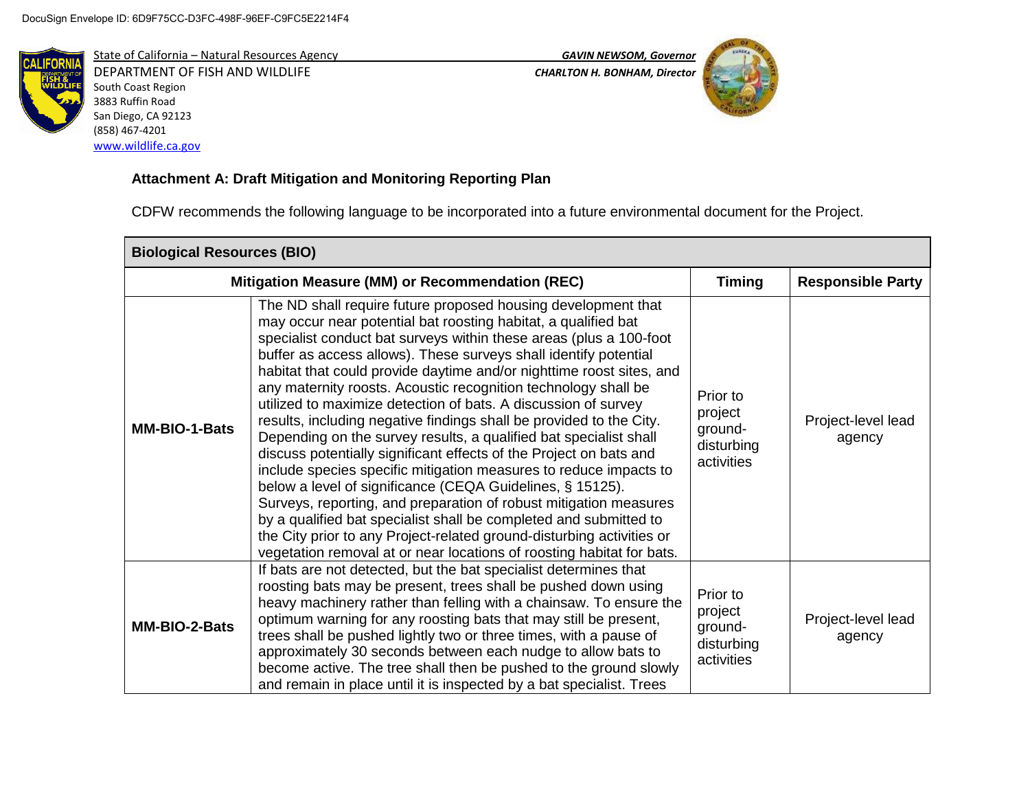DocuSign Envelope ID: 6D9F75CC-D3FC-498F-96EF-C9FC5E2214F4

State of California – Natural Resources Agency
DEPARTMENT OF FISH AND WILDLIFE
South Coast Region
3883 Ruffin Road
San Diego, CA 92123
(858) 467-4201
www.wildlife.ca.gov

*GAVIN NEWSOM, Governor*
*CHARLTON H. BONHAM, Director*

**Attachment A: Draft Mitigation and Monitoring Reporting Plan**

CDFW recommends the following language to be incorporated into a future environmental document for the Project.

| **Biological Resources (BIO)** | | | |
|---|---|---|---|
| **Mitigation Measure (MM) or Recommendation (REC)** | | **Timing** | **Responsible Party** |
| **MM-BIO-1-Bats** | The ND shall require future proposed housing development that may occur near potential bat roosting habitat, a qualified bat specialist conduct bat surveys within these areas (plus a 100-foot buffer as access allows). These surveys shall identify potential habitat that could provide daytime and/or nighttime roost sites, and any maternity roosts. Acoustic recognition technology shall be utilized to maximize detection of bats. A discussion of survey results, including negative findings shall be provided to the City. Depending on the survey results, a qualified bat specialist shall discuss potentially significant effects of the Project on bats and include species specific mitigation measures to reduce impacts to below a level of significance (CEQA Guidelines, § 15125). Surveys, reporting, and preparation of robust mitigation measures by a qualified bat specialist shall be completed and submitted to the City prior to any Project-related ground-disturbing activities or vegetation removal at or near locations of roosting habitat for bats. | Prior to project ground-disturbing activities | Project-level lead agency |
| **MM-BIO-2-Bats** | If bats are not detected, but the bat specialist determines that roosting bats may be present, trees shall be pushed down using heavy machinery rather than felling with a chainsaw. To ensure the optimum warning for any roosting bats that may still be present, trees shall be pushed lightly two or three times, with a pause of approximately 30 seconds between each nudge to allow bats to become active. The tree shall then be pushed to the ground slowly and remain in place until it is inspected by a bat specialist. Trees | Prior to project ground-disturbing activities | Project-level lead agency |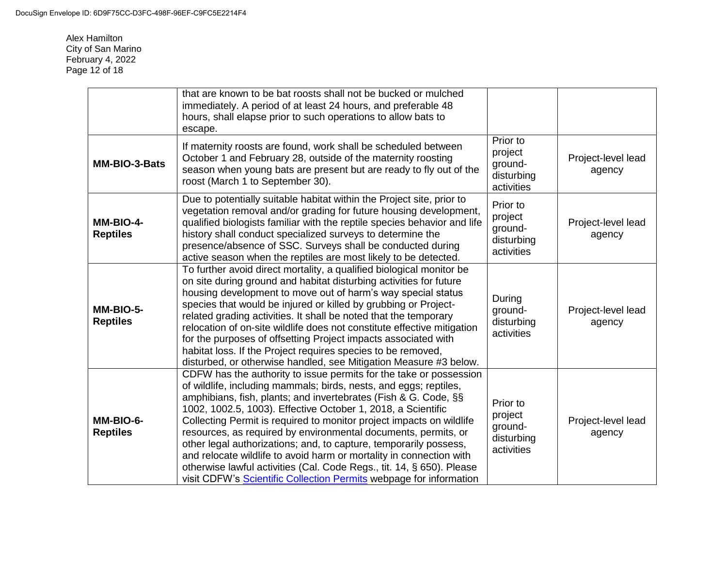| | | | |
|---|---|---|---|
| | that are known to be bat roosts shall not be bucked or mulched immediately. A period of at least 24 hours, and preferable 48 hours, shall elapse prior to such operations to allow bats to escape. | | |
| **MM-BIO-3-Bats** | If maternity roosts are found, work shall be scheduled between October 1 and February 28, outside of the maternity roosting season when young bats are present but are ready to fly out of the roost (March 1 to September 30). | Prior to project ground-disturbing activities | Project-level lead agency |
| **MM-BIO-4-Reptiles** | Due to potentially suitable habitat within the Project site, prior to vegetation removal and/or grading for future housing development, qualified biologists familiar with the reptile species behavior and life history shall conduct specialized surveys to determine the presence/absence of SSC. Surveys shall be conducted during active season when the reptiles are most likely to be detected. | Prior to project ground-disturbing activities | Project-level lead agency |
| **MM-BIO-5-Reptiles** | To further avoid direct mortality, a qualified biological monitor be on site during ground and habitat disturbing activities for future housing development to move out of harm's way special status species that would be injured or killed by grubbing or Project-related grading activities. It shall be noted that the temporary relocation of on-site wildlife does not constitute effective mitigation for the purposes of offsetting Project impacts associated with habitat loss. If the Project requires species to be removed, disturbed, or otherwise handled, see Mitigation Measure #3 below. | During ground-disturbing activities | Project-level lead agency |
| **MM-BIO-6-Reptiles** | CDFW has the authority to issue permits for the take or possession of wildlife, including mammals; birds, nests, and eggs; reptiles, amphibians, fish, plants; and invertebrates (Fish & G. Code, §§ 1002, 1002.5, 1003). Effective October 1, 2018, a Scientific Collecting Permit is required to monitor project impacts on wildlife resources, as required by environmental documents, permits, or other legal authorizations; and, to capture, temporarily possess, and relocate wildlife to avoid harm or mortality in connection with otherwise lawful activities (Cal. Code Regs., tit. 14, § 650). Please visit CDFW's Scientific Collection Permits webpage for information | Prior to project ground-disturbing activities | Project-level lead agency |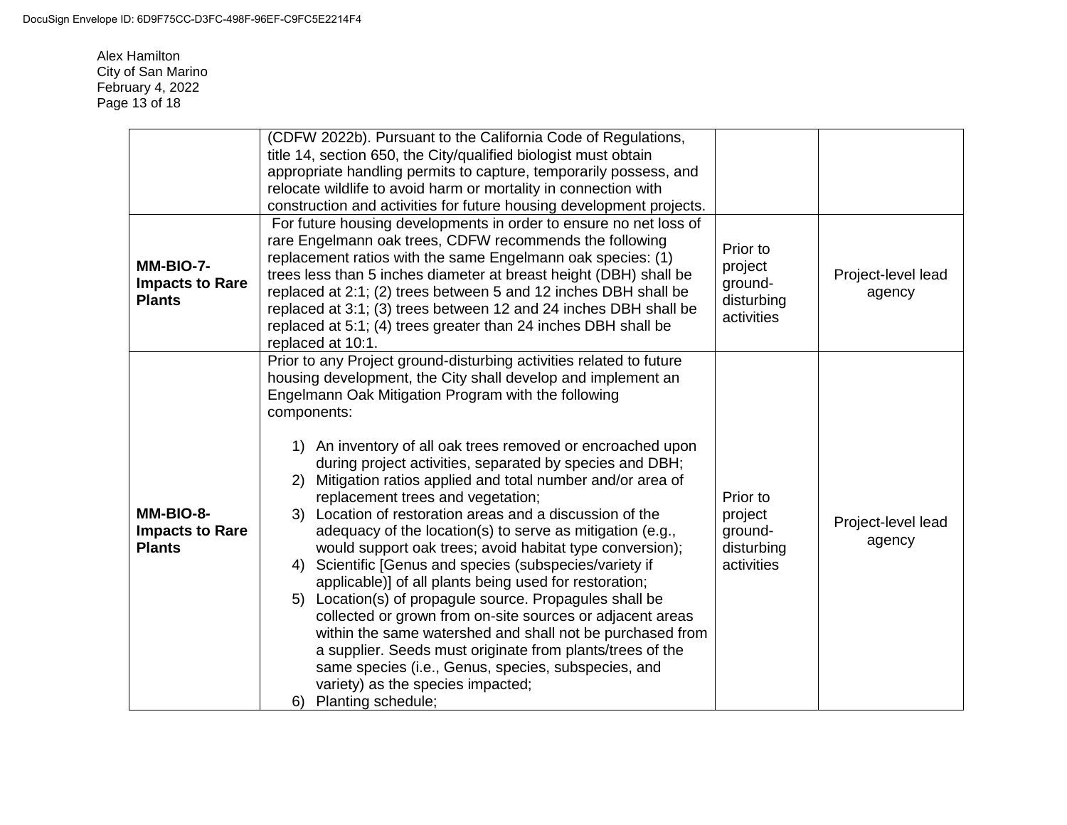| | | | |
|---|---|---|---|
| | (CDFW 2022b). Pursuant to the California Code of Regulations, title 14, section 650, the City/qualified biologist must obtain appropriate handling permits to capture, temporarily possess, and relocate wildlife to avoid harm or mortality in connection with construction and activities for future housing development projects. | | |
| **MM-BIO-7-Impacts to Rare Plants** | For future housing developments in order to ensure no net loss of rare Engelmann oak trees, CDFW recommends the following replacement ratios with the same Engelmann oak species: (1) trees less than 5 inches diameter at breast height (DBH) shall be replaced at 2:1; (2) trees between 5 and 12 inches DBH shall be replaced at 3:1; (3) trees between 12 and 24 inches DBH shall be replaced at 5:1; (4) trees greater than 24 inches DBH shall be replaced at 10:1. | Prior to project ground-disturbing activities | Project-level lead agency |
| **MM-BIO-8-Impacts to Rare Plants** | Prior to any Project ground-disturbing activities related to future housing development, the City shall develop and implement an Engelmann Oak Mitigation Program with the following components:<br><br>1) An inventory of all oak trees removed or encroached upon during project activities, separated by species and DBH;<br>2) Mitigation ratios applied and total number and/or area of replacement trees and vegetation;<br>3) Location of restoration areas and a discussion of the adequacy of the location(s) to serve as mitigation (e.g., would support oak trees; avoid habitat type conversion);<br>4) Scientific [Genus and species (subspecies/variety if applicable)] of all plants being used for restoration;<br>5) Location(s) of propagule source. Propagules shall be collected or grown from on-site sources or adjacent areas within the same watershed and shall not be purchased from a supplier. Seeds must originate from plants/trees of the same species (i.e., Genus, species, subspecies, and variety) as the species impacted;<br>6) Planting schedule; | Prior to project ground-disturbing activities | Project-level lead agency |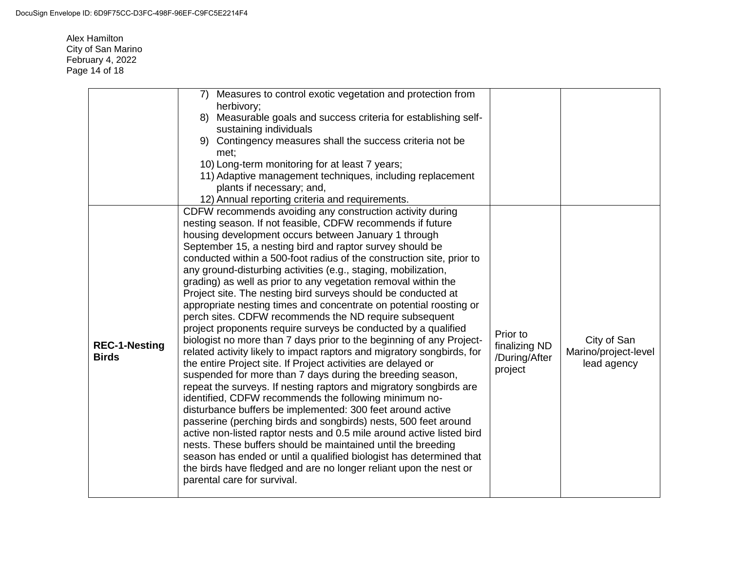| | | | |
|---|---|---|---|
| | 7) Measures to control exotic vegetation and protection from herbivory;<br>8) Measurable goals and success criteria for establishing self-sustaining individuals<br>9) Contingency measures shall the success criteria not be met;<br>10) Long-term monitoring for at least 7 years;<br>11) Adaptive management techniques, including replacement plants if necessary; and,<br>12) Annual reporting criteria and requirements. | | |
| **REC-1-Nesting Birds** | CDFW recommends avoiding any construction activity during nesting season. If not feasible, CDFW recommends if future housing development occurs between January 1 through September 15, a nesting bird and raptor survey should be conducted within a 500-foot radius of the construction site, prior to any ground-disturbing activities (e.g., staging, mobilization, grading) as well as prior to any vegetation removal within the Project site. The nesting bird surveys should be conducted at appropriate nesting times and concentrate on potential roosting or perch sites. CDFW recommends the ND require subsequent project proponents require surveys be conducted by a qualified biologist no more than 7 days prior to the beginning of any Project-related activity likely to impact raptors and migratory songbirds, for the entire Project site. If Project activities are delayed or suspended for more than 7 days during the breeding season, repeat the surveys. If nesting raptors and migratory songbirds are identified, CDFW recommends the following minimum no-disturbance buffers be implemented: 300 feet around active passerine (perching birds and songbirds) nests, 500 feet around active non-listed raptor nests and 0.5 mile around active listed bird nests. These buffers should be maintained until the breeding season has ended or until a qualified biologist has determined that the birds have fledged and are no longer reliant upon the nest or parental care for survival. | Prior to finalizing ND /During/After project | City of San Marino/project-level lead agency |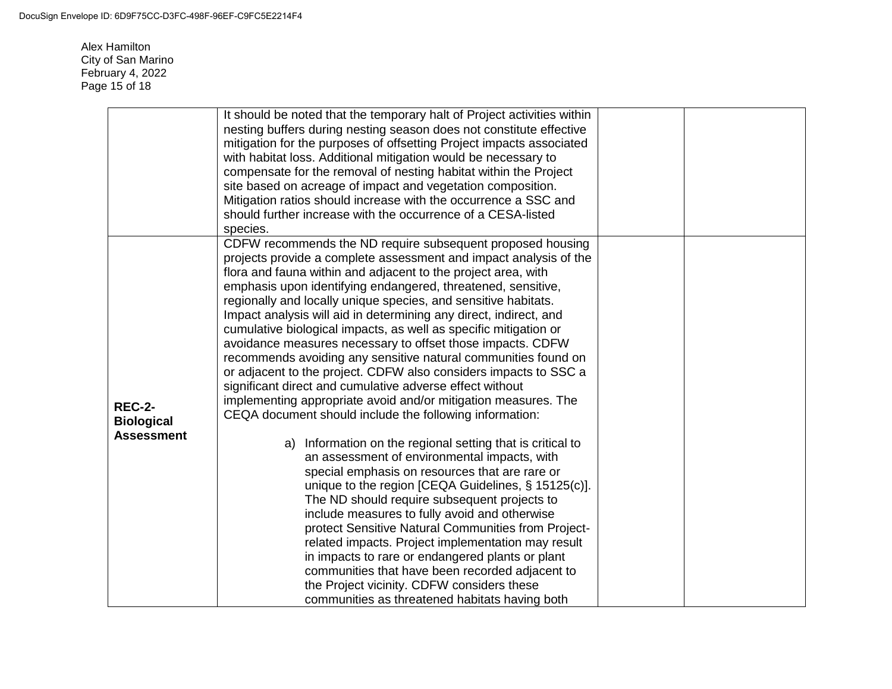| | | | |
|---|---|---|---|
| | It should be noted that the temporary halt of Project activities within nesting buffers during nesting season does not constitute effective mitigation for the purposes of offsetting Project impacts associated with habitat loss. Additional mitigation would be necessary to compensate for the removal of nesting habitat within the Project site based on acreage of impact and vegetation composition. Mitigation ratios should increase with the occurrence a SSC and should further increase with the occurrence of a CESA-listed species. | | |
| **REC-2-Biological Assessment** | CDFW recommends the ND require subsequent proposed housing projects provide a complete assessment and impact analysis of the flora and fauna within and adjacent to the project area, with emphasis upon identifying endangered, threatened, sensitive, regionally and locally unique species, and sensitive habitats. Impact analysis will aid in determining any direct, indirect, and cumulative biological impacts, as well as specific mitigation or avoidance measures necessary to offset those impacts. CDFW recommends avoiding any sensitive natural communities found on or adjacent to the project. CDFW also considers impacts to SSC a significant direct and cumulative adverse effect without implementing appropriate avoid and/or mitigation measures. The CEQA document should include the following information:<br><br>a) Information on the regional setting that is critical to an assessment of environmental impacts, with special emphasis on resources that are rare or unique to the region [CEQA Guidelines, § 15125(c)]. The ND should require subsequent projects to include measures to fully avoid and otherwise protect Sensitive Natural Communities from Project-related impacts. Project implementation may result in impacts to rare or endangered plants or plant communities that have been recorded adjacent to the Project vicinity. CDFW considers these communities as threatened habitats having both | | |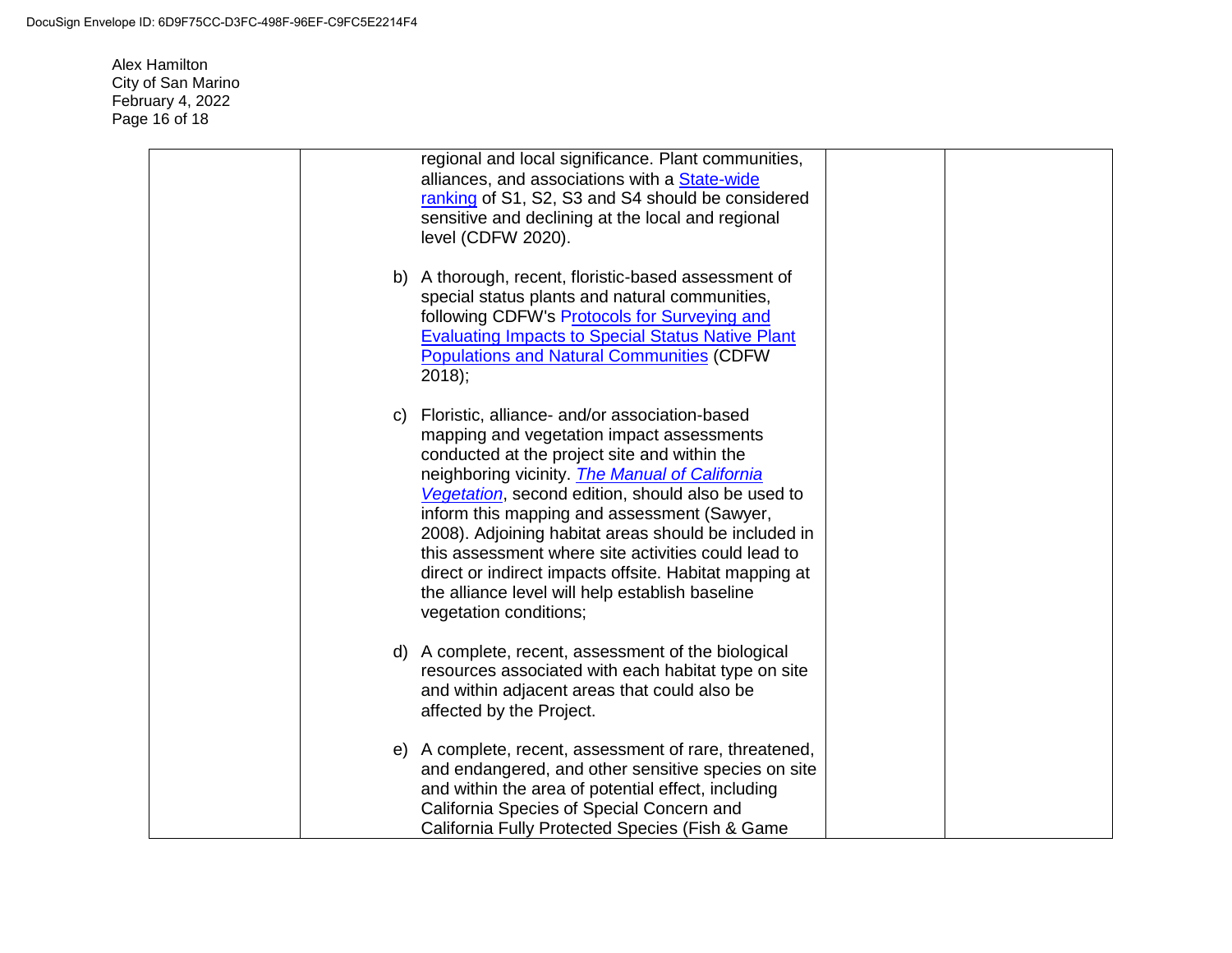| | | | |
|---|---|---|---|
| | regional and local significance. Plant communities, alliances, and associations with a State-wide ranking of S1, S2, S3 and S4 should be considered sensitive and declining at the local and regional level (CDFW 2020).<br><br>b) A thorough, recent, floristic-based assessment of special status plants and natural communities, following CDFW's Protocols for Surveying and Evaluating Impacts to Special Status Native Plant Populations and Natural Communities (CDFW 2018);<br><br>c) Floristic, alliance- and/or association-based mapping and vegetation impact assessments conducted at the project site and within the neighboring vicinity. *The Manual of California Vegetation*, second edition, should also be used to inform this mapping and assessment (Sawyer, 2008). Adjoining habitat areas should be included in this assessment where site activities could lead to direct or indirect impacts offsite. Habitat mapping at the alliance level will help establish baseline vegetation conditions;<br><br>d) A complete, recent, assessment of the biological resources associated with each habitat type on site and within adjacent areas that could also be affected by the Project.<br><br>e) A complete, recent, assessment of rare, threatened, and endangered, and other sensitive species on site and within the area of potential effect, including California Species of Special Concern and California Fully Protected Species (Fish & Game | | |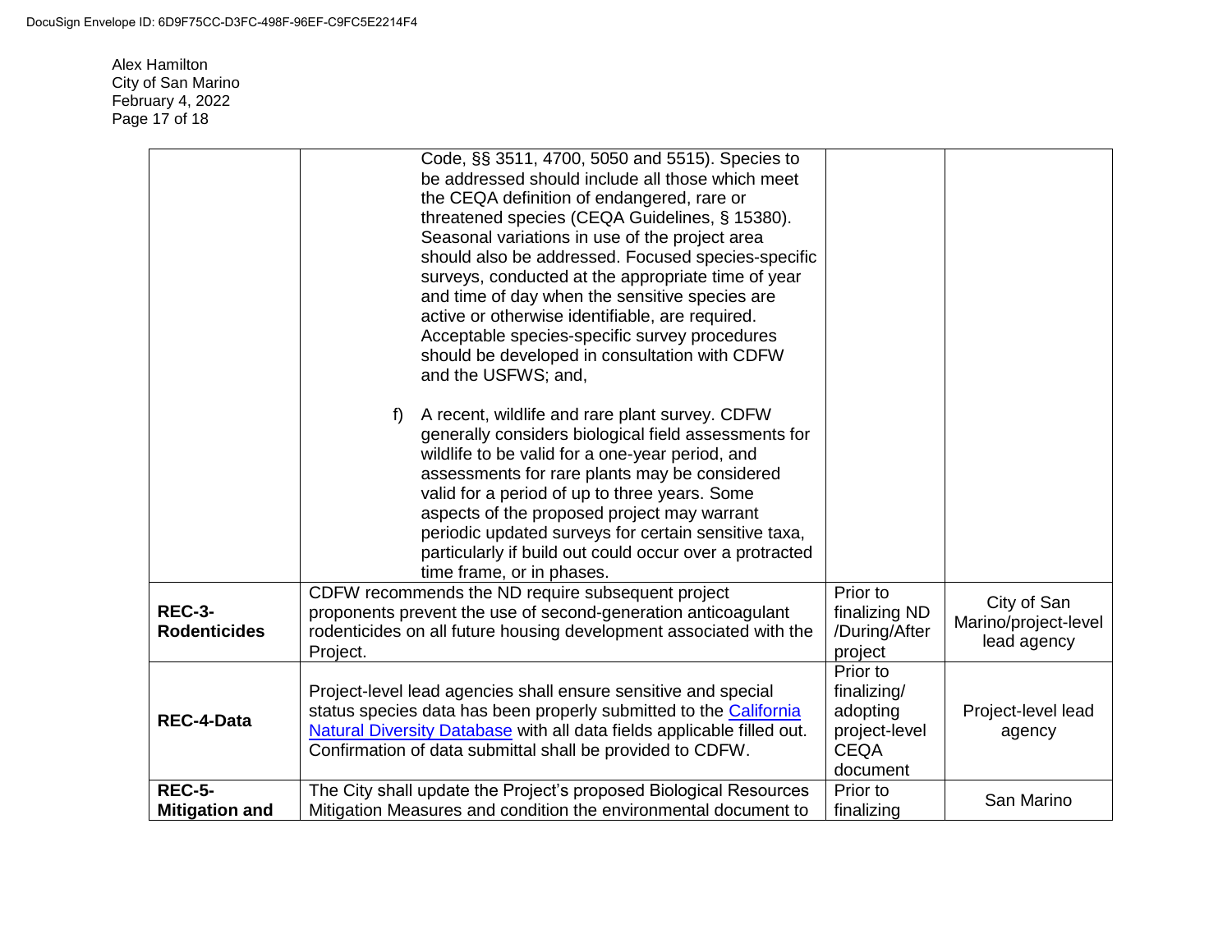| | | | |
|---|---|---|---|
| | Code, §§ 3511, 4700, 5050 and 5515). Species to be addressed should include all those which meet the CEQA definition of endangered, rare or threatened species (CEQA Guidelines, § 15380). Seasonal variations in use of the project area should also be addressed. Focused species-specific surveys, conducted at the appropriate time of year and time of day when the sensitive species are active or otherwise identifiable, are required. Acceptable species-specific survey procedures should be developed in consultation with CDFW and the USFWS; and,<br><br>f) A recent, wildlife and rare plant survey. CDFW generally considers biological field assessments for wildlife to be valid for a one-year period, and assessments for rare plants may be considered valid for a period of up to three years. Some aspects of the proposed project may warrant periodic updated surveys for certain sensitive taxa, particularly if build out could occur over a protracted time frame, or in phases. | | |
| **REC-3-Rodenticides** | CDFW recommends the ND require subsequent project proponents prevent the use of second-generation anticoagulant rodenticides on all future housing development associated with the Project. | Prior to finalizing ND /During/After project | City of San Marino/project-level lead agency |
| **REC-4-Data** | Project-level lead agencies shall ensure sensitive and special status species data has been properly submitted to the California Natural Diversity Database with all data fields applicable filled out. Confirmation of data submittal shall be provided to CDFW. | Prior to finalizing/ adopting project-level CEQA document | Project-level lead agency |
| **REC-5-Mitigation and** | The City shall update the Project's proposed Biological Resources Mitigation Measures and condition the environmental document to | Prior to finalizing | San Marino |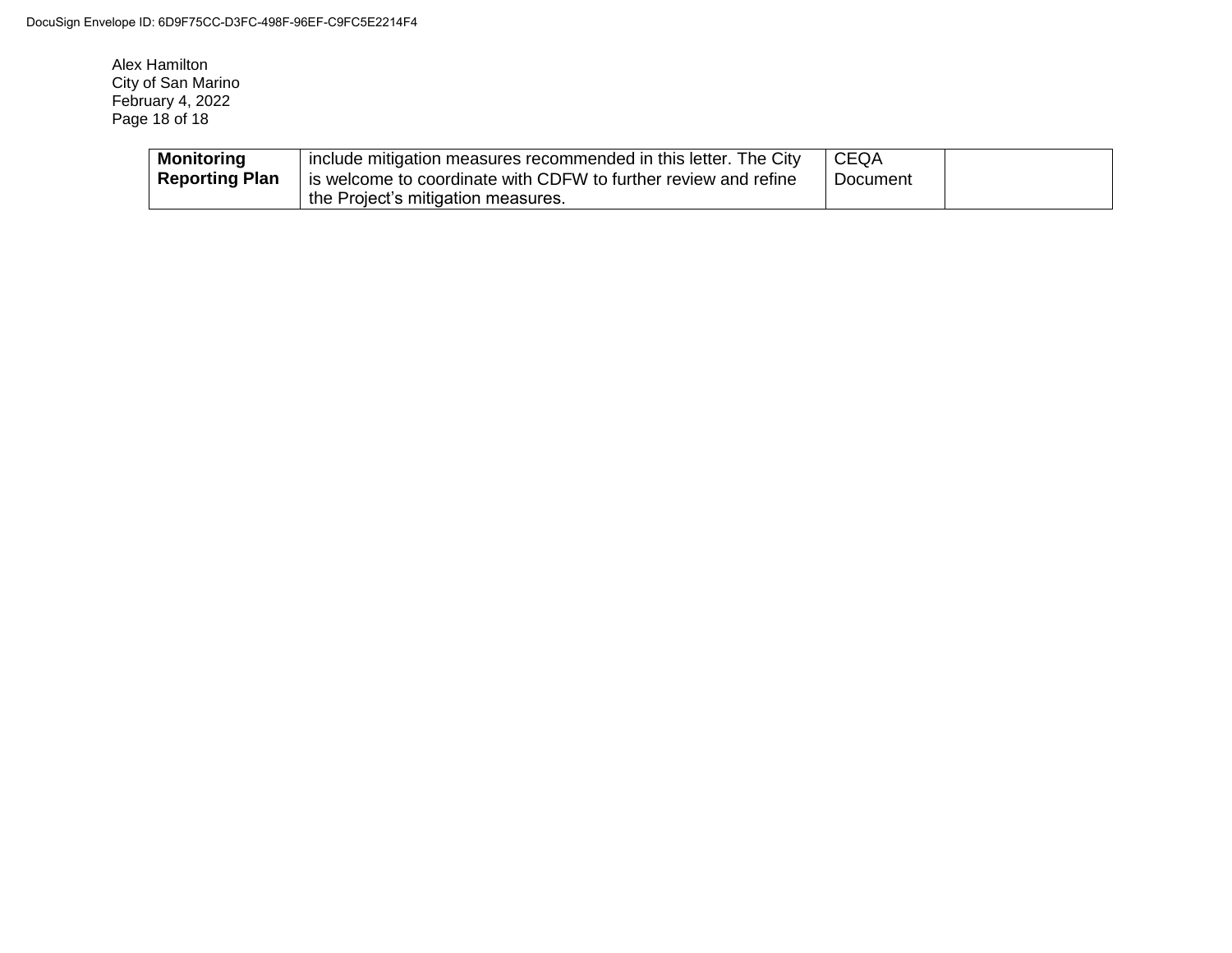| | | | |
|---|---|---|---|
| **Monitoring Reporting Plan** | include mitigation measures recommended in this letter. The City is welcome to coordinate with CDFW to further review and refine the Project's mitigation measures. | CEQA Document | |